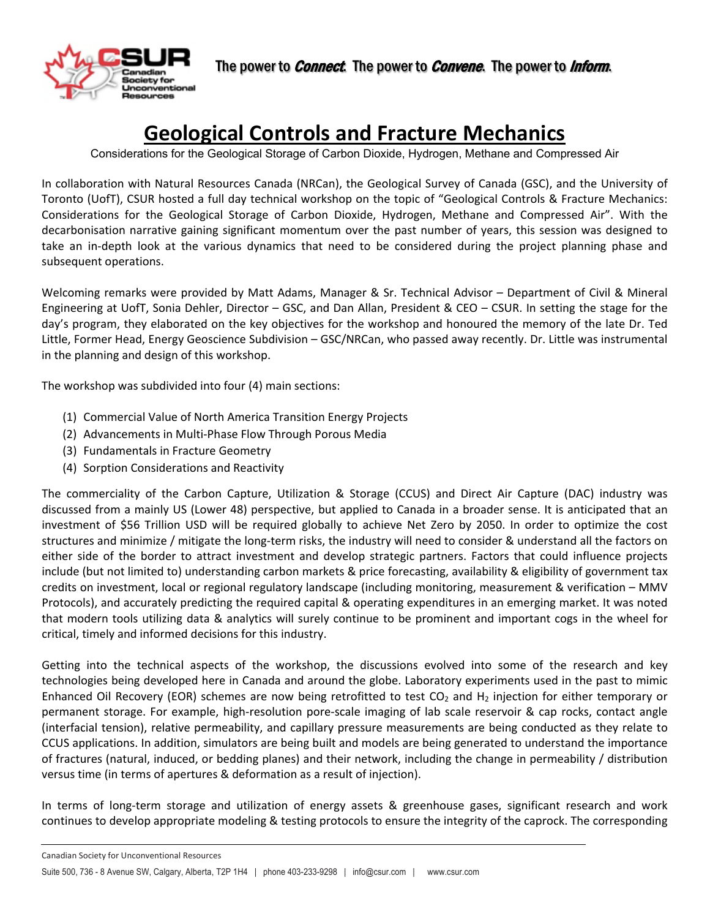# Geological Controls and Fracture Mechanics

Considerations for the Geological Storage of Carbon Dioxide, Hydrogen, Methane and Compressed Air

In collaboration with Natural Resources Canada (NRCan), the Geological Survey of Canada (GSC), and the University of Toronto (UofT), CSUR hosted a full day technical workshop on the topic of "Geological Controls & Fracture Mechanics: Considerations for the Geological Storage of Carbon Dioxide, Hydrogen, Methane and Compressed Air". With the decarbonisation narrative gaining significant momentum over the past number of years, this session was designed to take an in-depth look at the various dynamics that need to be considered during the project planning phase and subsequent operations.

Welcoming remarks were provided by Matt Adams, Manager & Sr. Technical Advisor – Department of Civil & Mineral Engineering at UofT, Sonia Dehler, Director – GSC, and Dan Allan, President & CEO – CSUR. In setting the stage for the day's program, they elaborated on the key objectives for the workshop and honoured the memory of the late Dr. Ted Little, Former Head, Energy Geoscience Subdivision – GSC/NRCan, who passed away recently. Dr. Little was instrumental in the planning and design of this workshop.

The workshop was subdivided into four (4) main sections:

(1) Commercial Value of North America Transition Energy Projects
(2) Advancements in Multi-Phase Flow Through Porous Media
(3) Fundamentals in Fracture Geometry
(4) Sorption Considerations and Reactivity

The commerciality of the Carbon Capture, Utilization & Storage (CCUS) and Direct Air Capture (DAC) industry was discussed from a mainly US (Lower 48) perspective, but applied to Canada in a broader sense. It is anticipated that an investment of $56 Trillion USD will be required globally to achieve Net Zero by 2050. In order to optimize the cost structures and minimize / mitigate the long-term risks, the industry will need to consider & understand all the factors on either side of the border to attract investment and develop strategic partners. Factors that could influence projects include (but not limited to) understanding carbon markets & price forecasting, availability & eligibility of government tax credits on investment, local or regional regulatory landscape (including monitoring, measurement & verification – MMV Protocols), and accurately predicting the required capital & operating expenditures in an emerging market. It was noted that modern tools utilizing data & analytics will surely continue to be prominent and important cogs in the wheel for critical, timely and informed decisions for this industry.

Getting into the technical aspects of the workshop, the discussions evolved into some of the research and key technologies being developed here in Canada and around the globe. Laboratory experiments used in the past to mimic Enhanced Oil Recovery (EOR) schemes are now being retrofitted to test $CO_2$ and $H_2$ injection for either temporary or permanent storage. For example, high-resolution pore-scale imaging of lab scale reservoir & cap rocks, contact angle (interfacial tension), relative permeability, and capillary pressure measurements are being conducted as they relate to CCUS applications. In addition, simulators are being built and models are being generated to understand the importance of fractures (natural, induced, or bedding planes) and their network, including the change in permeability / distribution versus time (in terms of apertures & deformation as a result of injection).

In terms of long-term storage and utilization of energy assets & greenhouse gases, significant research and work continues to develop appropriate modeling & testing protocols to ensure the integrity of the caprock. The corresponding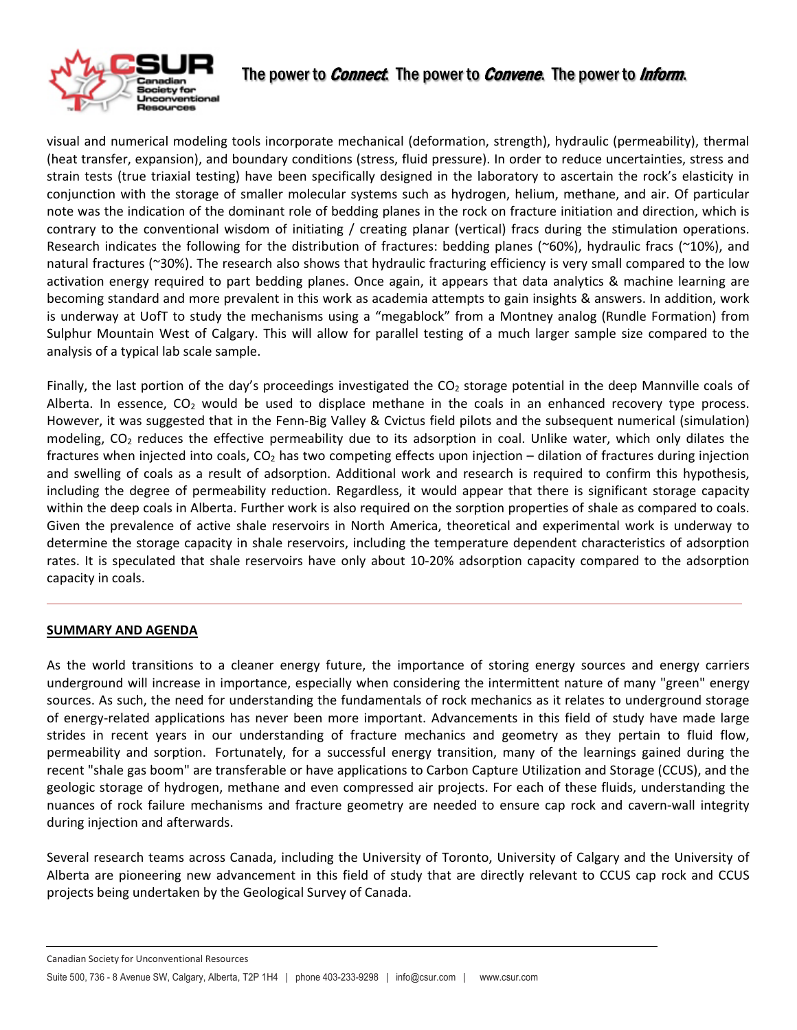visual and numerical modeling tools incorporate mechanical (deformation, strength), hydraulic (permeability), thermal (heat transfer, expansion), and boundary conditions (stress, fluid pressure). In order to reduce uncertainties, stress and strain tests (true triaxial testing) have been specifically designed in the laboratory to ascertain the rock's elasticity in conjunction with the storage of smaller molecular systems such as hydrogen, helium, methane, and air. Of particular note was the indication of the dominant role of bedding planes in the rock on fracture initiation and direction, which is contrary to the conventional wisdom of initiating / creating planar (vertical) fracs during the stimulation operations. Research indicates the following for the distribution of fractures: bedding planes (~60%), hydraulic fracs (~10%), and natural fractures (~30%). The research also shows that hydraulic fracturing efficiency is very small compared to the low activation energy required to part bedding planes. Once again, it appears that data analytics & machine learning are becoming standard and more prevalent in this work as academia attempts to gain insights & answers. In addition, work is underway at UofT to study the mechanisms using a "megablock" from a Montney analog (Rundle Formation) from Sulphur Mountain West of Calgary. This will allow for parallel testing of a much larger sample size compared to the analysis of a typical lab scale sample.

Finally, the last portion of the day's proceedings investigated the $CO_2$ storage potential in the deep Mannville coals of Alberta. In essence, $CO_2$ would be used to displace methane in the coals in an enhanced recovery type process. However, it was suggested that in the Fenn-Big Valley & Cvictus field pilots and the subsequent numerical (simulation) modeling, $CO_2$ reduces the effective permeability due to its adsorption in coal. Unlike water, which only dilates the fractures when injected into coals, $CO_2$ has two competing effects upon injection – dilation of fractures during injection and swelling of coals as a result of adsorption. Additional work and research is required to confirm this hypothesis, including the degree of permeability reduction. Regardless, it would appear that there is significant storage capacity within the deep coals in Alberta. Further work is also required on the sorption properties of shale as compared to coals. Given the prevalence of active shale reservoirs in North America, theoretical and experimental work is underway to determine the storage capacity in shale reservoirs, including the temperature dependent characteristics of adsorption rates. It is speculated that shale reservoirs have only about 10-20% adsorption capacity compared to the adsorption capacity in coals.

---

## SUMMARY AND AGENDA

As the world transitions to a cleaner energy future, the importance of storing energy sources and energy carriers underground will increase in importance, especially when considering the intermittent nature of many "green" energy sources. As such, the need for understanding the fundamentals of rock mechanics as it relates to underground storage of energy-related applications has never been more important. Advancements in this field of study have made large strides in recent years in our understanding of fracture mechanics and geometry as they pertain to fluid flow, permeability and sorption. Fortunately, for a successful energy transition, many of the learnings gained during the recent "shale gas boom" are transferable or have applications to Carbon Capture Utilization and Storage (CCUS), and the geologic storage of hydrogen, methane and even compressed air projects. For each of these fluids, understanding the nuances of rock failure mechanisms and fracture geometry are needed to ensure cap rock and cavern-wall integrity during injection and afterwards.

Several research teams across Canada, including the University of Toronto, University of Calgary and the University of Alberta are pioneering new advancement in this field of study that are directly relevant to CCUS cap rock and CCUS projects being undertaken by the Geological Survey of Canada.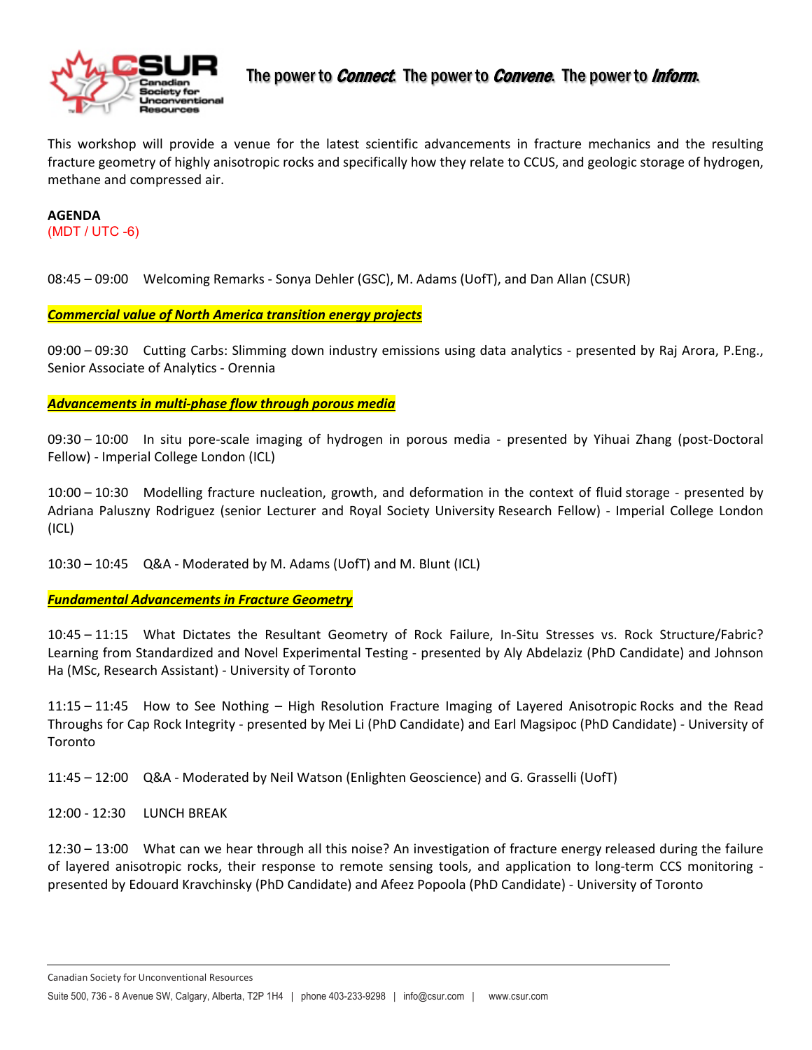The power to ***Connect***. The power to ***Convene***. The power to ***Inform***.

This workshop will provide a venue for the latest scientific advancements in fracture mechanics and the resulting fracture geometry of highly anisotropic rocks and specifically how they relate to CCUS, and geologic storage of hydrogen, methane and compressed air.

**AGENDA**
(MDT / UTC -6)

08:45 – 09:00 Welcoming Remarks - Sonya Dehler (GSC), M. Adams (UofT), and Dan Allan (CSUR)

***Commercial value of North America transition energy projects***

09:00 – 09:30 Cutting Carbs: Slimming down industry emissions using data analytics - presented by Raj Arora, P.Eng., Senior Associate of Analytics - Orennia

***Advancements in multi-phase flow through porous media***

09:30 – 10:00 In situ pore-scale imaging of hydrogen in porous media - presented by Yihuai Zhang (post-Doctoral Fellow) - Imperial College London (ICL)

10:00 – 10:30 Modelling fracture nucleation, growth, and deformation in the context of fluid storage - presented by Adriana Paluszny Rodriguez (senior Lecturer and Royal Society University Research Fellow) - Imperial College London (ICL)

10:30 – 10:45 Q&A - Moderated by M. Adams (UofT) and M. Blunt (ICL)

***Fundamental Advancements in Fracture Geometry***

10:45 – 11:15 What Dictates the Resultant Geometry of Rock Failure, In-Situ Stresses vs. Rock Structure/Fabric? Learning from Standardized and Novel Experimental Testing - presented by Aly Abdelaziz (PhD Candidate) and Johnson Ha (MSc, Research Assistant) - University of Toronto

11:15 – 11:45 How to See Nothing – High Resolution Fracture Imaging of Layered Anisotropic Rocks and the Read Throughs for Cap Rock Integrity - presented by Mei Li (PhD Candidate) and Earl Magsipoc (PhD Candidate) - University of Toronto

11:45 – 12:00 Q&A - Moderated by Neil Watson (Enlighten Geoscience) and G. Grasselli (UofT)

12:00 - 12:30 LUNCH BREAK

12:30 – 13:00 What can we hear through all this noise? An investigation of fracture energy released during the failure of layered anisotropic rocks, their response to remote sensing tools, and application to long-term CCS monitoring - presented by Edouard Kravchinsky (PhD Candidate) and Afeez Popoola (PhD Candidate) - University of Toronto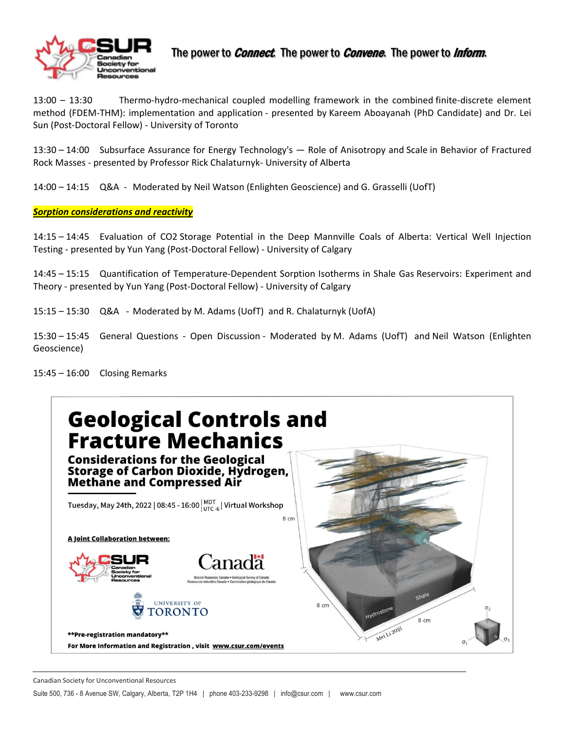13:00 – 13:30 Thermo-hydro-mechanical coupled modelling framework in the combined finite-discrete element method (FDEM-THM): implementation and application - presented by Kareem Aboayanah (PhD Candidate) and Dr. Lei Sun (Post-Doctoral Fellow) - University of Toronto

13:30 – 14:00 Subsurface Assurance for Energy Technology's — Role of Anisotropy and Scale in Behavior of Fractured Rock Masses - presented by Professor Rick Chalaturnyk- University of Alberta

14:00 – 14:15 Q&A - Moderated by Neil Watson (Enlighten Geoscience) and G. Grasselli (UofT)

***Sorption considerations and reactivity***

14:15 – 14:45 Evaluation of CO2 Storage Potential in the Deep Mannville Coals of Alberta: Vertical Well Injection Testing - presented by Yun Yang (Post-Doctoral Fellow) - University of Calgary

14:45 – 15:15 Quantification of Temperature-Dependent Sorption Isotherms in Shale Gas Reservoirs: Experiment and Theory - presented by Yun Yang (Post-Doctoral Fellow) - University of Calgary

15:15 – 15:30 Q&A - Moderated by M. Adams (UofT) and R. Chalaturnyk (UofA)

15:30 – 15:45 General Questions - Open Discussion - Moderated by M. Adams (UofT) and Neil Watson (Enlighten Geoscience)

15:45 – 16:00 Closing Remarks

# Geological Controls and Fracture Mechanics

## Considerations for the Geological Storage of Carbon Dioxide, Hydrogen, Methane and Compressed Air

Tuesday, May 24th, 2022 | 08:45 - 16:00 | MDT UTC -6 | Virtual Workshop

**A Joint Collaboration between:**

CSUR Canadian Society for Unconventional Resources

Canada — Natural Resources Canada • Geological Survey of Canada / Ressources naturelles Canada • Commission géologique du Canada

University of Toronto

8 cm

Borehole

Shale

Hydrostone

8 cm

8 cm

Mei Li 2021

$\sigma_1$ $\sigma_2$ $\sigma_3$

****Pre-registration mandatory****

**For More Information and Registration , visit www.csur.com/events**